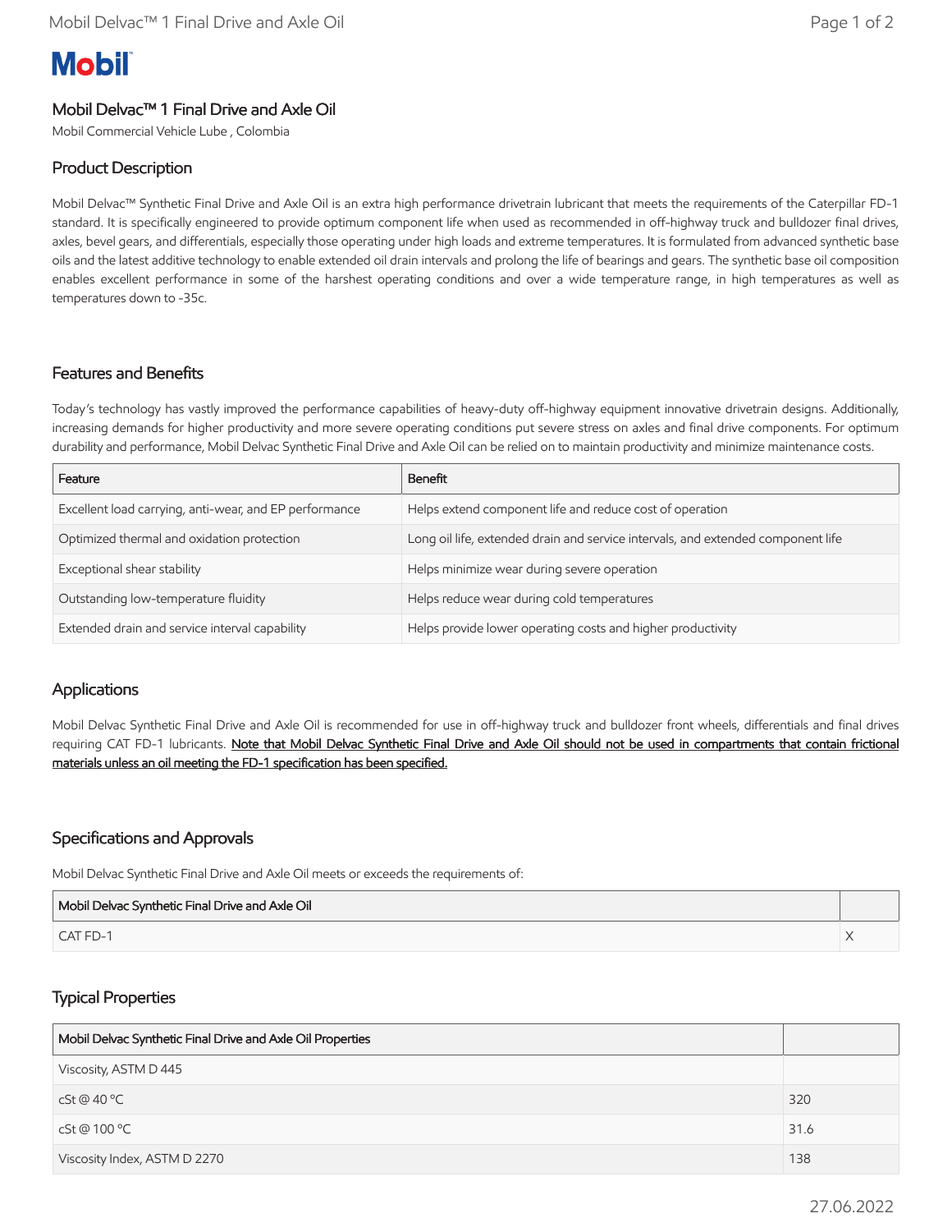**Mobil**

## Mobil Delvac™ 1 Final Drive and Axle Oil

Mobil Commercial Vehicle Lube , Colombia

### Product Description

Mobil Delvac™ Synthetic Final Drive and Axle Oil is an extra high performance drivetrain lubricant that meets the requirements of the Caterpillar FD-1 standard. It is specifically engineered to provide optimum component life when used as recommended in off-highway truck and bulldozer final drives, axles, bevel gears, and differentials, especially those operating under high loads and extreme temperatures. It is formulated from advanced synthetic base oils and the latest additive technology to enable extended oil drain intervals and prolong the life of bearings and gears. The synthetic base oil composition enables excellent performance in some of the harshest operating conditions and over a wide temperature range, in high temperatures as well as temperatures down to -35c.

### Features and Benefits

Today's technology has vastly improved the performance capabilities of heavy-duty off-highway equipment innovative drivetrain designs. Additionally, increasing demands for higher productivity and more severe operating conditions put severe stress on axles and final drive components. For optimum durability and performance, Mobil Delvac Synthetic Final Drive and Axle Oil can be relied on to maintain productivity and minimize maintenance costs.

| Feature | Benefit |
| --- | --- |
| Excellent load carrying, anti-wear, and EP performance | Helps extend component life and reduce cost of operation |
| Optimized thermal and oxidation protection | Long oil life, extended drain and service intervals, and extended component life |
| Exceptional shear stability | Helps minimize wear during severe operation |
| Outstanding low-temperature fluidity | Helps reduce wear during cold temperatures |
| Extended drain and service interval capability | Helps provide lower operating costs and higher productivity |

### Applications

Mobil Delvac Synthetic Final Drive and Axle Oil is recommended for use in off-highway truck and bulldozer front wheels, differentials and final drives requiring CAT FD-1 lubricants. <u>Note that Mobil Delvac Synthetic Final Drive and Axle Oil should not be used in compartments that contain frictional materials unless an oil meeting the FD-1 specification has been specified.</u>

### Specifications and Approvals

Mobil Delvac Synthetic Final Drive and Axle Oil meets or exceeds the requirements of:

| Mobil Delvac Synthetic Final Drive and Axle Oil | |
| --- | --- |
| CAT FD-1 | X |

### Typical Properties

| Mobil Delvac Synthetic Final Drive and Axle Oil Properties | |
| --- | --- |
| Viscosity, ASTM D 445 | |
| cSt @ 40 °C | 320 |
| cSt @ 100 °C | 31.6 |
| Viscosity Index, ASTM D 2270 | 138 |

27.06.2022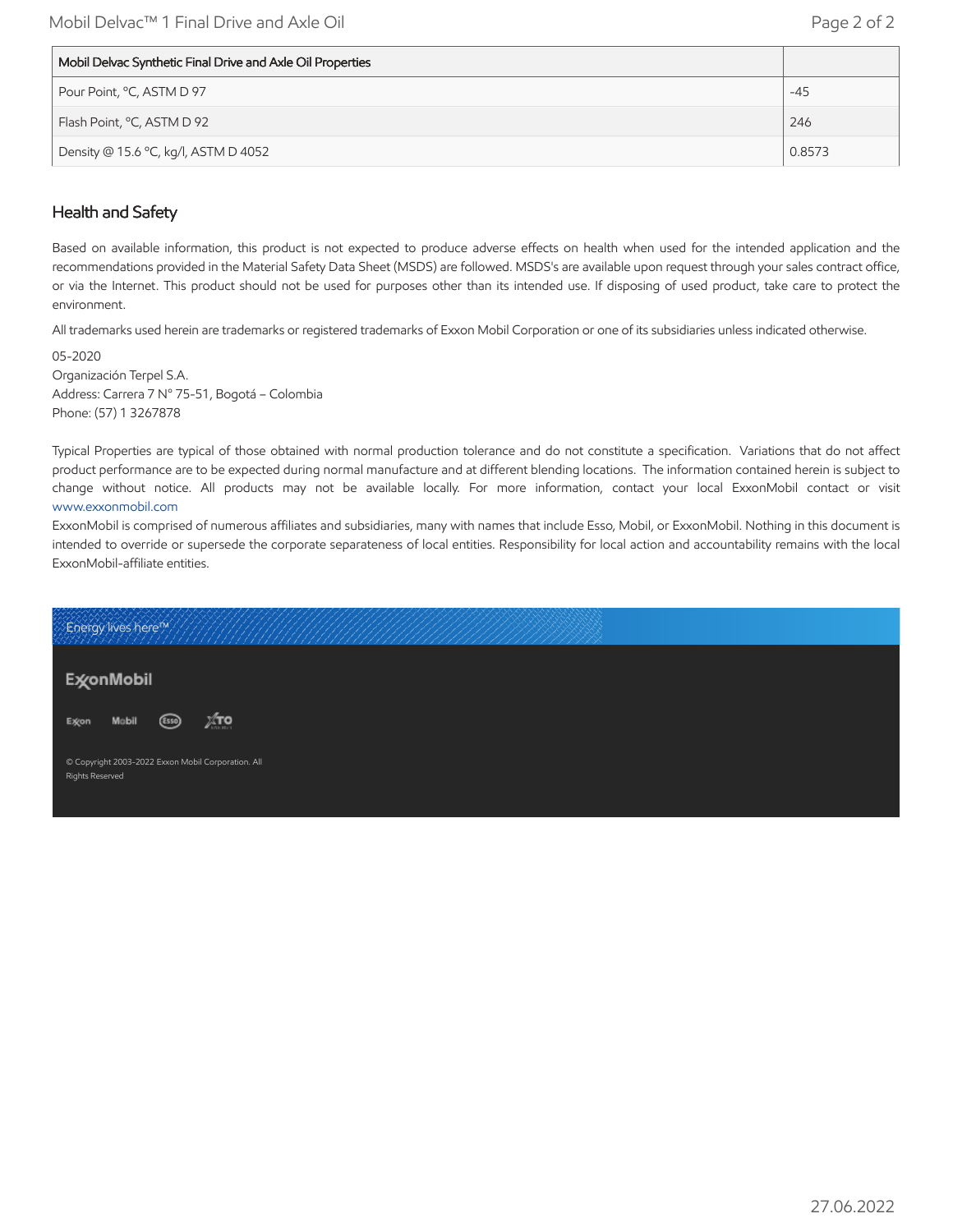| Mobil Delvac Synthetic Final Drive and Axle Oil Properties | |
| --- | --- |
| Pour Point, °C, ASTM D 97 | -45 |
| Flash Point, °C, ASTM D 92 | 246 |
| Density @ 15.6 °C, kg/l, ASTM D 4052 | 0.8573 |

## Health and Safety

Based on available information, this product is not expected to produce adverse effects on health when used for the intended application and the recommendations provided in the Material Safety Data Sheet (MSDS) are followed. MSDS's are available upon request through your sales contract office, or via the Internet. This product should not be used for purposes other than its intended use. If disposing of used product, take care to protect the environment.

All trademarks used herein are trademarks or registered trademarks of Exxon Mobil Corporation or one of its subsidiaries unless indicated otherwise.

05-2020
Organización Terpel S.A.
Address: Carrera 7 N° 75-51, Bogotá – Colombia
Phone: (57) 1 3267878

Typical Properties are typical of those obtained with normal production tolerance and do not constitute a specification. Variations that do not affect product performance are to be expected during normal manufacture and at different blending locations. The information contained herein is subject to change without notice. All products may not be available locally. For more information, contact your local ExxonMobil contact or visit www.exxonmobil.com

ExxonMobil is comprised of numerous affiliates and subsidiaries, many with names that include Esso, Mobil, or ExxonMobil. Nothing in this document is intended to override or supersede the corporate separateness of local entities. Responsibility for local action and accountability remains with the local ExxonMobil-affiliate entities.

Energy lives here™

ExxonMobil

Exxon Mobil Esso XTO

© Copyright 2003-2022 Exxon Mobil Corporation. All Rights Reserved

27.06.2022